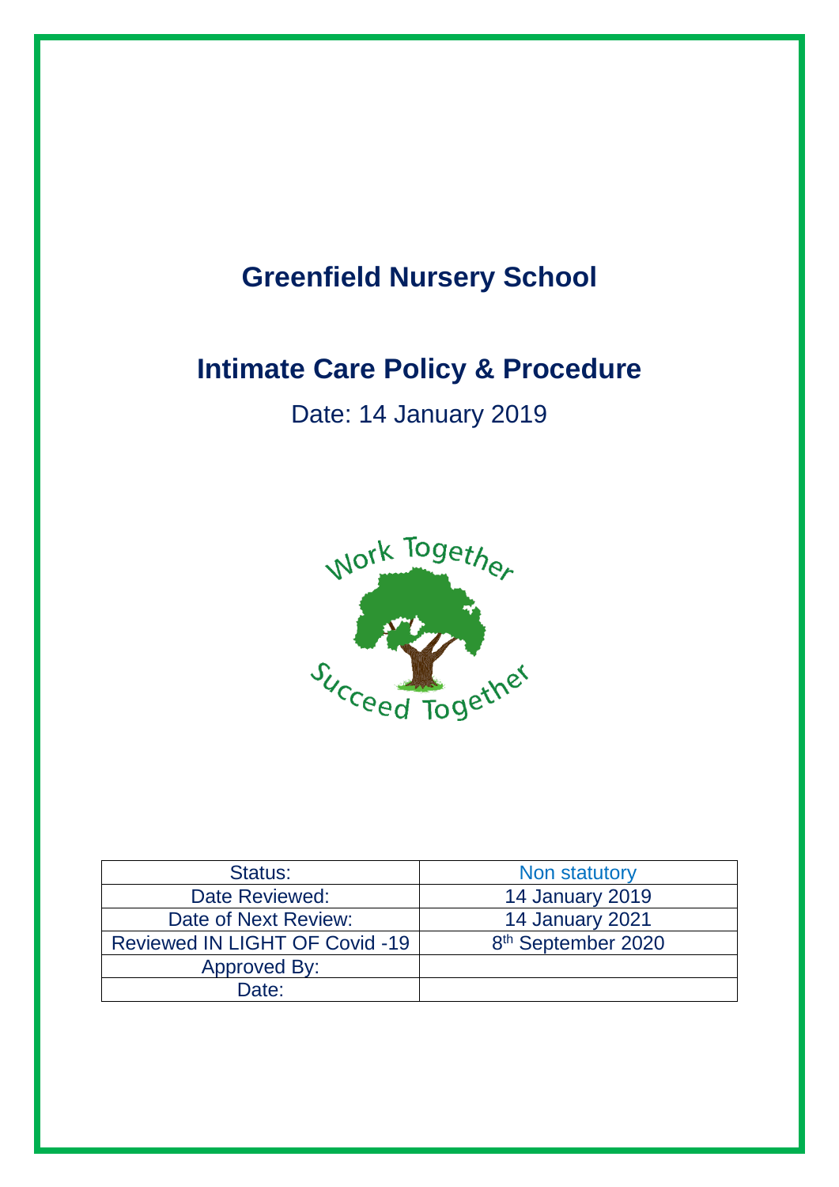# Greenfield Nursery School

## Intimate Care Policy & Procedure

Date: 14 January 2019

Work Together

Succeed Together

| Status: | Non statutory |
| --- | --- |
| Date Reviewed: | 14 January 2019 |
| Date of Next Review: | 14 January 2021 |
| Reviewed IN LIGHT OF Covid -19 | 8th September 2020 |
| Approved By: | |
| Date: | |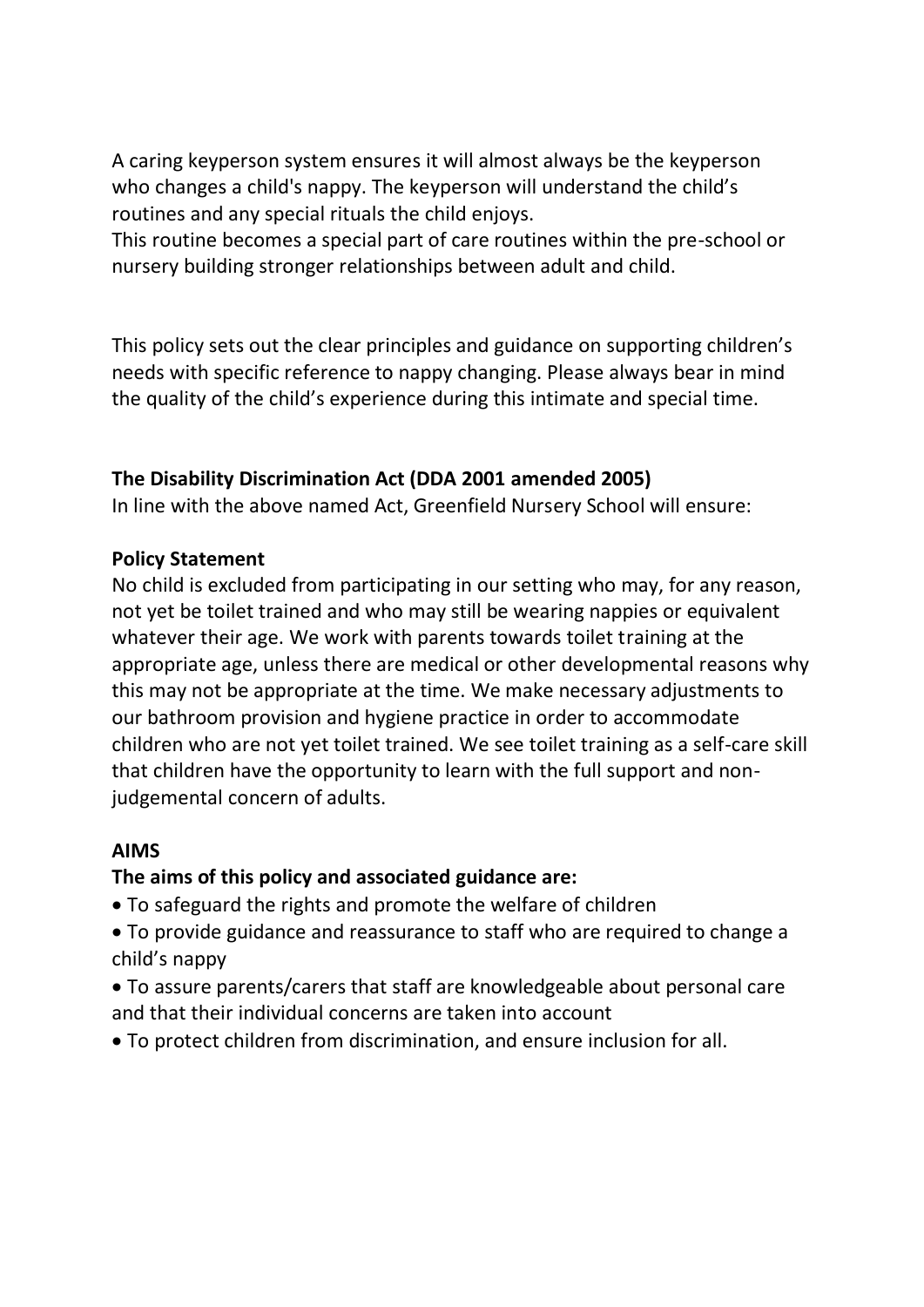A caring keyperson system ensures it will almost always be the keyperson who changes a child's nappy. The keyperson will understand the child's routines and any special rituals the child enjoys.
This routine becomes a special part of care routines within the pre-school or nursery building stronger relationships between adult and child.

This policy sets out the clear principles and guidance on supporting children's needs with specific reference to nappy changing. Please always bear in mind the quality of the child's experience during this intimate and special time.

**The Disability Discrimination Act (DDA 2001 amended 2005)**
In line with the above named Act, Greenfield Nursery School will ensure:

**Policy Statement**
No child is excluded from participating in our setting who may, for any reason, not yet be toilet trained and who may still be wearing nappies or equivalent whatever their age. We work with parents towards toilet training at the appropriate age, unless there are medical or other developmental reasons why this may not be appropriate at the time. We make necessary adjustments to our bathroom provision and hygiene practice in order to accommodate children who are not yet toilet trained. We see toilet training as a self-care skill that children have the opportunity to learn with the full support and non-judgemental concern of adults.

**AIMS**

**The aims of this policy and associated guidance are:**

- To safeguard the rights and promote the welfare of children
- To provide guidance and reassurance to staff who are required to change a child's nappy
- To assure parents/carers that staff are knowledgeable about personal care and that their individual concerns are taken into account
- To protect children from discrimination, and ensure inclusion for all.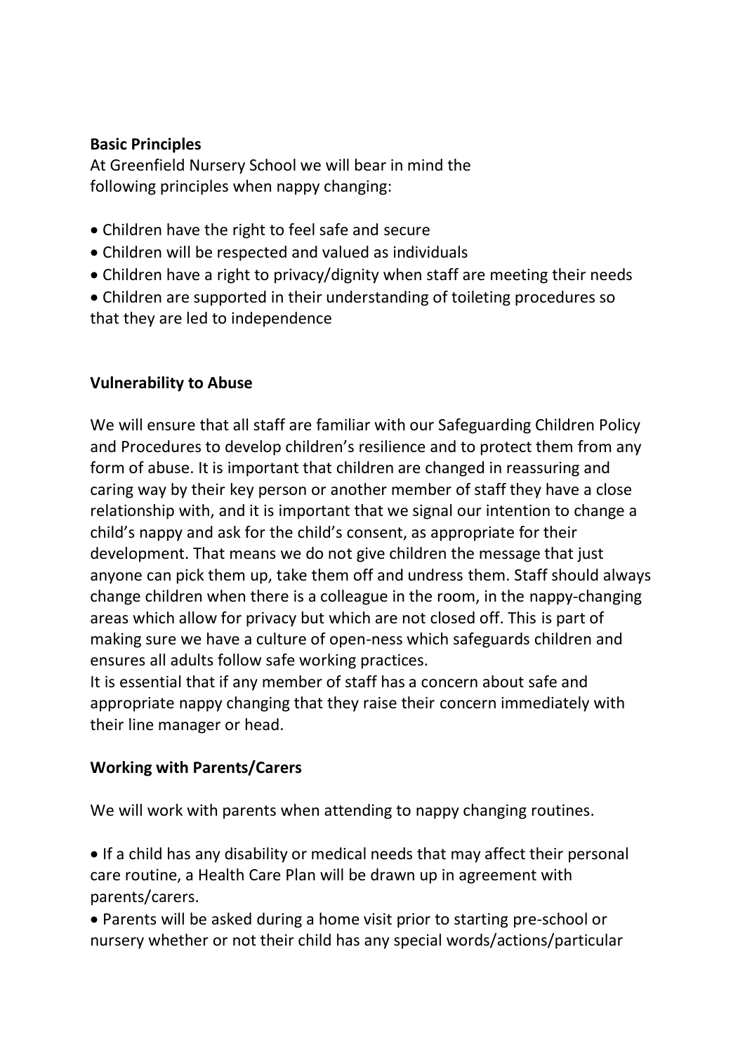**Basic Principles**

At Greenfield Nursery School we will bear in mind the following principles when nappy changing:

- Children have the right to feel safe and secure
- Children will be respected and valued as individuals
- Children have a right to privacy/dignity when staff are meeting their needs
- Children are supported in their understanding of toileting procedures so that they are led to independence

**Vulnerability to Abuse**

We will ensure that all staff are familiar with our Safeguarding Children Policy and Procedures to develop children's resilience and to protect them from any form of abuse. It is important that children are changed in reassuring and caring way by their key person or another member of staff they have a close relationship with, and it is important that we signal our intention to change a child's nappy and ask for the child's consent, as appropriate for their development. That means we do not give children the message that just anyone can pick them up, take them off and undress them. Staff should always change children when there is a colleague in the room, in the nappy-changing areas which allow for privacy but which are not closed off. This is part of making sure we have a culture of open-ness which safeguards children and ensures all adults follow safe working practices.

It is essential that if any member of staff has a concern about safe and appropriate nappy changing that they raise their concern immediately with their line manager or head.

**Working with Parents/Carers**

We will work with parents when attending to nappy changing routines.

- If a child has any disability or medical needs that may affect their personal care routine, a Health Care Plan will be drawn up in agreement with parents/carers.
- Parents will be asked during a home visit prior to starting pre-school or nursery whether or not their child has any special words/actions/particular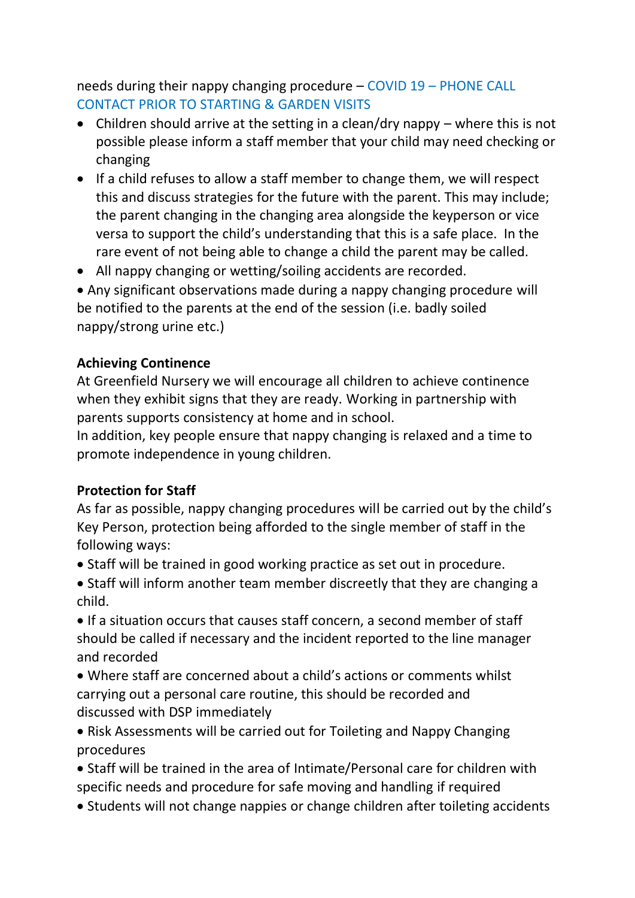needs during their nappy changing procedure – COVID 19 – PHONE CALL CONTACT PRIOR TO STARTING & GARDEN VISITS

- Children should arrive at the setting in a clean/dry nappy – where this is not possible please inform a staff member that your child may need checking or changing
- If a child refuses to allow a staff member to change them, we will respect this and discuss strategies for the future with the parent. This may include; the parent changing in the changing area alongside the keyperson or vice versa to support the child's understanding that this is a safe place. In the rare event of not being able to change a child the parent may be called.
- All nappy changing or wetting/soiling accidents are recorded.
- Any significant observations made during a nappy changing procedure will be notified to the parents at the end of the session (i.e. badly soiled nappy/strong urine etc.)

**Achieving Continence**

At Greenfield Nursery we will encourage all children to achieve continence when they exhibit signs that they are ready. Working in partnership with parents supports consistency at home and in school.
In addition, key people ensure that nappy changing is relaxed and a time to promote independence in young children.

**Protection for Staff**

As far as possible, nappy changing procedures will be carried out by the child's Key Person, protection being afforded to the single member of staff in the following ways:

- Staff will be trained in good working practice as set out in procedure.
- Staff will inform another team member discreetly that they are changing a child.
- If a situation occurs that causes staff concern, a second member of staff should be called if necessary and the incident reported to the line manager and recorded
- Where staff are concerned about a child's actions or comments whilst carrying out a personal care routine, this should be recorded and discussed with DSP immediately
- Risk Assessments will be carried out for Toileting and Nappy Changing procedures
- Staff will be trained in the area of Intimate/Personal care for children with specific needs and procedure for safe moving and handling if required
- Students will not change nappies or change children after toileting accidents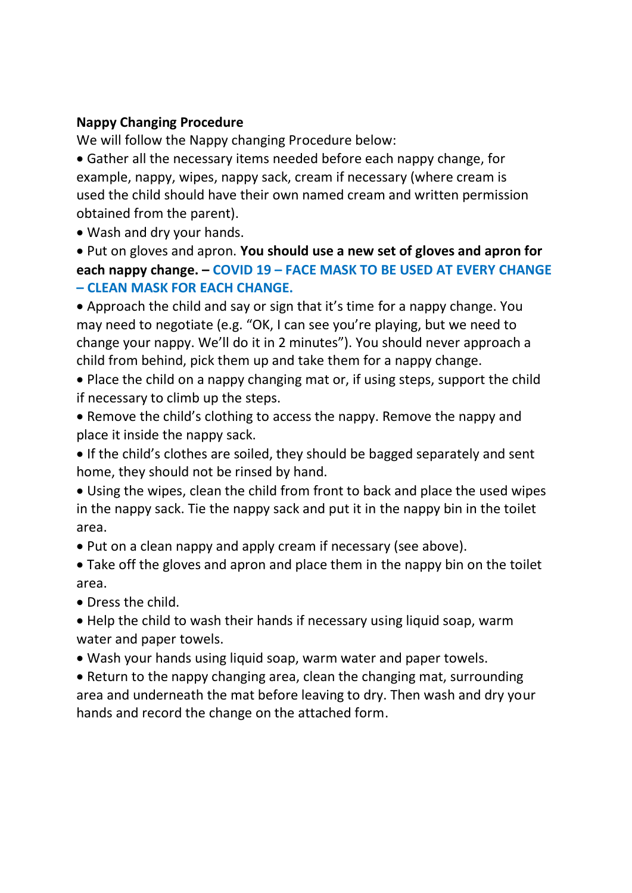**Nappy Changing Procedure**

We will follow the Nappy changing Procedure below:

- Gather all the necessary items needed before each nappy change, for example, nappy, wipes, nappy sack, cream if necessary (where cream is used the child should have their own named cream and written permission obtained from the parent).
- Wash and dry your hands.
- Put on gloves and apron. **You should use a new set of gloves and apron for each nappy change. – COVID 19 – FACE MASK TO BE USED AT EVERY CHANGE – CLEAN MASK FOR EACH CHANGE.**
- Approach the child and say or sign that it's time for a nappy change. You may need to negotiate (e.g. "OK, I can see you're playing, but we need to change your nappy. We'll do it in 2 minutes"). You should never approach a child from behind, pick them up and take them for a nappy change.
- Place the child on a nappy changing mat or, if using steps, support the child if necessary to climb up the steps.
- Remove the child's clothing to access the nappy. Remove the nappy and place it inside the nappy sack.
- If the child's clothes are soiled, they should be bagged separately and sent home, they should not be rinsed by hand.
- Using the wipes, clean the child from front to back and place the used wipes in the nappy sack. Tie the nappy sack and put it in the nappy bin in the toilet area.
- Put on a clean nappy and apply cream if necessary (see above).
- Take off the gloves and apron and place them in the nappy bin on the toilet area.
- Dress the child.
- Help the child to wash their hands if necessary using liquid soap, warm water and paper towels.
- Wash your hands using liquid soap, warm water and paper towels.
- Return to the nappy changing area, clean the changing mat, surrounding area and underneath the mat before leaving to dry. Then wash and dry your hands and record the change on the attached form.